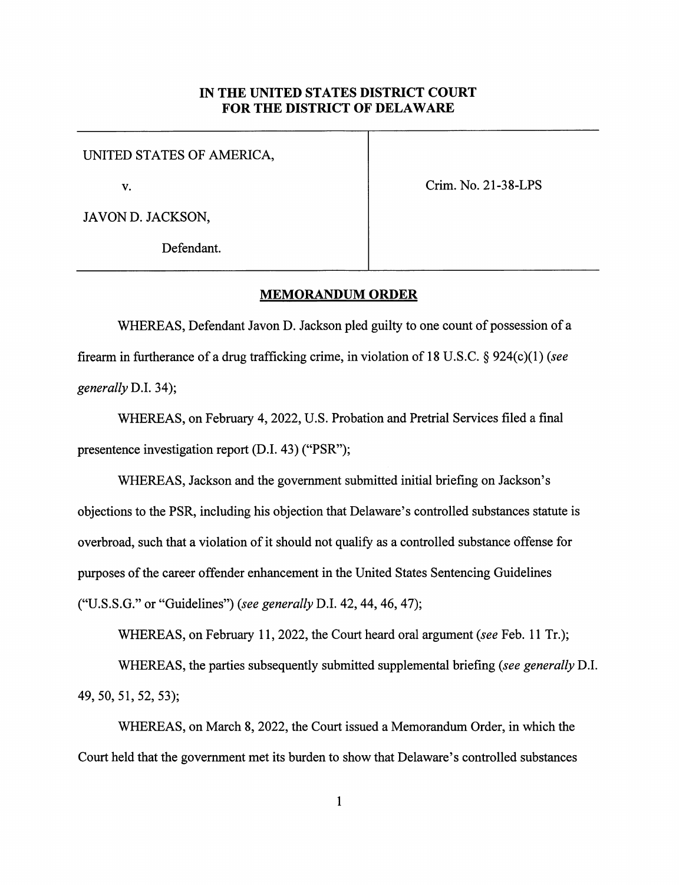# IN THE UNITED STATES DISTRICT COURT FOR THE DISTRICT OF DELAWARE

| | |
|---|---|
| UNITED STATES OF AMERICA,<br><br>v.<br><br>JAVON D. JACKSON,<br><br>Defendant. | Crim. No. 21-38-LPS |

## MEMORANDUM ORDER

WHEREAS, Defendant Javon D. Jackson pled guilty to one count of possession of a firearm in furtherance of a drug trafficking crime, in violation of 18 U.S.C. § 924(c)(1) (*see generally* D.I. 34);

WHEREAS, on February 4, 2022, U.S. Probation and Pretrial Services filed a final presentence investigation report (D.I. 43) ("PSR");

WHEREAS, Jackson and the government submitted initial briefing on Jackson's objections to the PSR, including his objection that Delaware's controlled substances statute is overbroad, such that a violation of it should not qualify as a controlled substance offense for purposes of the career offender enhancement in the United States Sentencing Guidelines ("U.S.S.G." or "Guidelines") (*see generally* D.I. 42, 44, 46, 47);

WHEREAS, on February 11, 2022, the Court heard oral argument (*see* Feb. 11 Tr.);

WHEREAS, the parties subsequently submitted supplemental briefing (*see generally* D.I. 49, 50, 51, 52, 53);

WHEREAS, on March 8, 2022, the Court issued a Memorandum Order, in which the Court held that the government met its burden to show that Delaware's controlled substances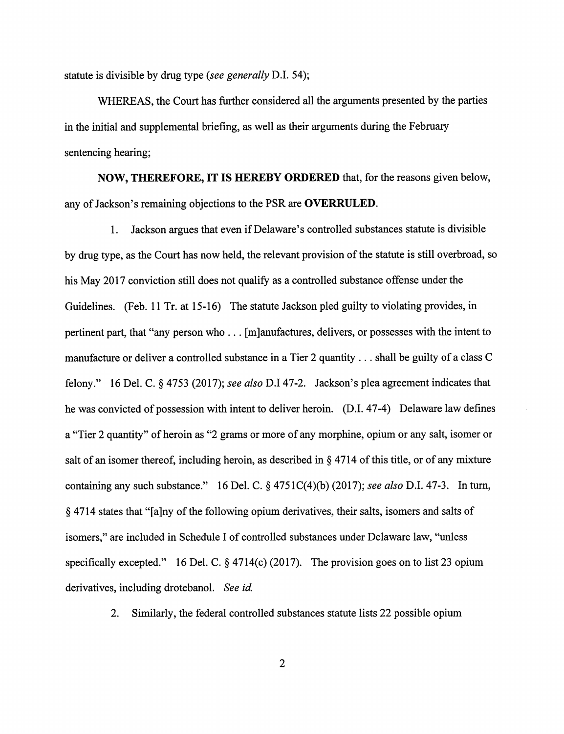statute is divisible by drug type (*see generally* D.I. 54);

WHEREAS, the Court has further considered all the arguments presented by the parties in the initial and supplemental briefing, as well as their arguments during the February sentencing hearing;

**NOW, THEREFORE, IT IS HEREBY ORDERED** that, for the reasons given below, any of Jackson's remaining objections to the PSR are **OVERRULED**.

1. Jackson argues that even if Delaware's controlled substances statute is divisible by drug type, as the Court has now held, the relevant provision of the statute is still overbroad, so his May 2017 conviction still does not qualify as a controlled substance offense under the Guidelines. (Feb. 11 Tr. at 15-16) The statute Jackson pled guilty to violating provides, in pertinent part, that "any person who . . . [m]anufactures, delivers, or possesses with the intent to manufacture or deliver a controlled substance in a Tier 2 quantity . . . shall be guilty of a class C felony." 16 Del. C. § 4753 (2017); *see also* D.I 47-2. Jackson's plea agreement indicates that he was convicted of possession with intent to deliver heroin. (D.I. 47-4) Delaware law defines a "Tier 2 quantity" of heroin as "2 grams or more of any morphine, opium or any salt, isomer or salt of an isomer thereof, including heroin, as described in § 4714 of this title, or of any mixture containing any such substance." 16 Del. C. § 4751C(4)(b) (2017); *see also* D.I. 47-3. In turn, § 4714 states that "[a]ny of the following opium derivatives, their salts, isomers and salts of isomers," are included in Schedule I of controlled substances under Delaware law, "unless specifically excepted." 16 Del. C. § 4714(c) (2017). The provision goes on to list 23 opium derivatives, including drotebanol. *See id.*

2. Similarly, the federal controlled substances statute lists 22 possible opium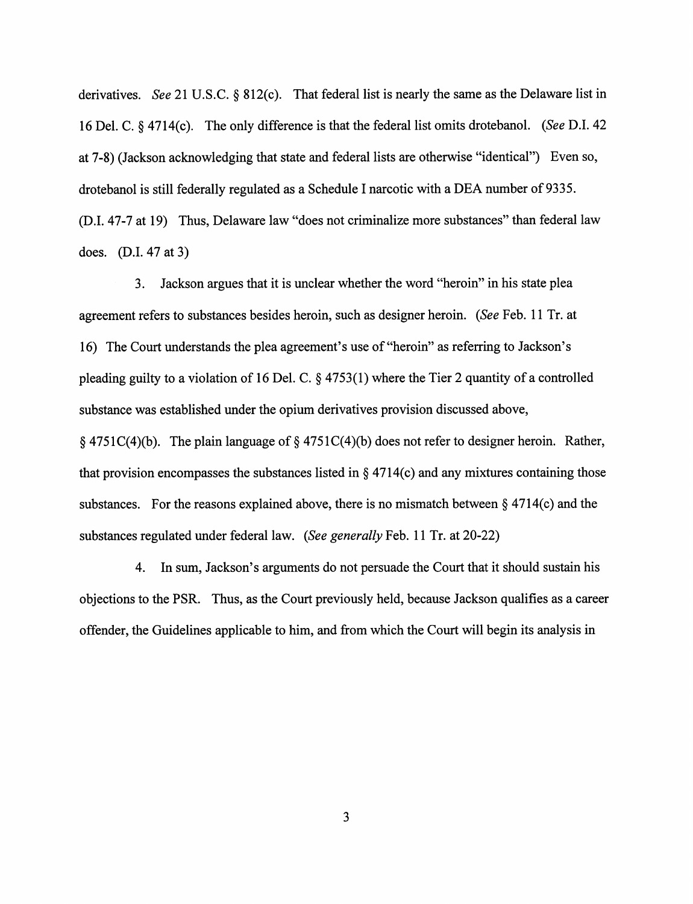derivatives. *See* 21 U.S.C. § 812(c). That federal list is nearly the same as the Delaware list in 16 Del. C. § 4714(c). The only difference is that the federal list omits drotebanol. (*See* D.I. 42 at 7-8) (Jackson acknowledging that state and federal lists are otherwise "identical") Even so, drotebanol is still federally regulated as a Schedule I narcotic with a DEA number of 9335. (D.I. 47-7 at 19) Thus, Delaware law "does not criminalize more substances" than federal law does. (D.I. 47 at 3)

3. Jackson argues that it is unclear whether the word "heroin" in his state plea agreement refers to substances besides heroin, such as designer heroin. (*See* Feb. 11 Tr. at 16) The Court understands the plea agreement's use of "heroin" as referring to Jackson's pleading guilty to a violation of 16 Del. C. § 4753(1) where the Tier 2 quantity of a controlled substance was established under the opium derivatives provision discussed above, § 4751C(4)(b). The plain language of § 4751C(4)(b) does not refer to designer heroin. Rather, that provision encompasses the substances listed in § 4714(c) and any mixtures containing those substances. For the reasons explained above, there is no mismatch between § 4714(c) and the substances regulated under federal law. (*See generally* Feb. 11 Tr. at 20-22)

4. In sum, Jackson's arguments do not persuade the Court that it should sustain his objections to the PSR. Thus, as the Court previously held, because Jackson qualifies as a career offender, the Guidelines applicable to him, and from which the Court will begin its analysis in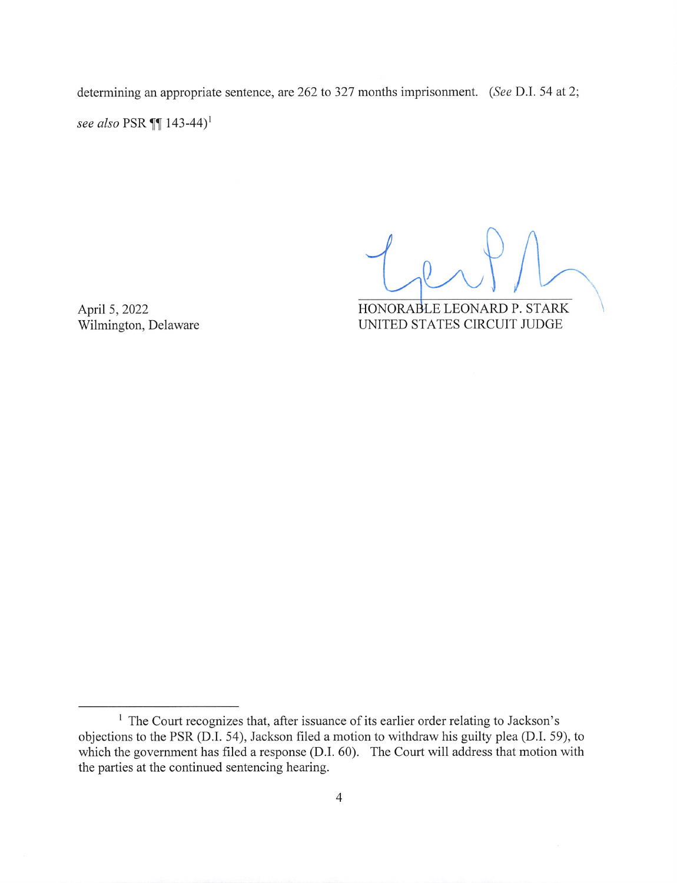determining an appropriate sentence, are 262 to 327 months imprisonment. (*See* D.I. 54 at 2; *see also* PSR ¶¶ 143-44)[1]

April 5, 2022
Wilmington, Delaware

HONORABLE LEONARD P. STARK
UNITED STATES CIRCUIT JUDGE

---

[1] The Court recognizes that, after issuance of its earlier order relating to Jackson's objections to the PSR (D.I. 54), Jackson filed a motion to withdraw his guilty plea (D.I. 59), to which the government has filed a response (D.I. 60). The Court will address that motion with the parties at the continued sentencing hearing.